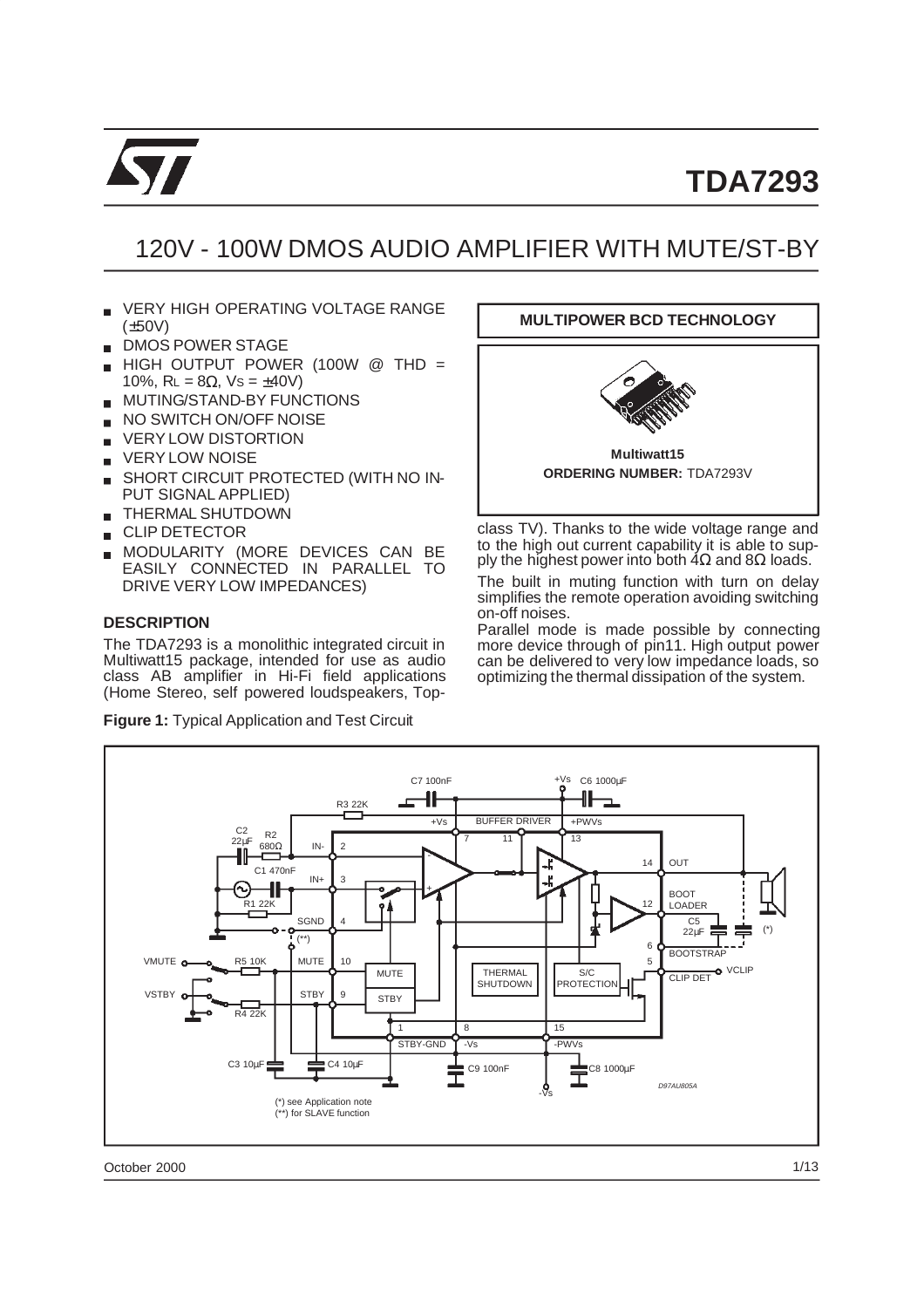# TDA7293

## 120V - 100W DMOS AUDIO AMPLIFIER WITH MUTE/ST-BY

- VERY HIGH OPERATING VOLTAGE RANGE (±50V)
- DMOS POWER STAGE
- HIGH OUTPUT POWER (100W @ THD = 10%, $R_L$ = 8Ω, $V_S$ = ±40V)
- MUTING/STAND-BY FUNCTIONS
- NO SWITCH ON/OFF NOISE
- VERY LOW DISTORTION
- VERY LOW NOISE
- SHORT CIRCUIT PROTECTED (WITH NO INPUT SIGNAL APPLIED)
- THERMAL SHUTDOWN
- CLIP DETECTOR
- MODULARITY (MORE DEVICES CAN BE EASILY CONNECTED IN PARALLEL TO DRIVE VERY LOW IMPEDANCES)

**MULTIPOWER BCD TECHNOLOGY**

**Multiwatt15**

**ORDERING NUMBER:** TDA7293V

### DESCRIPTION

The TDA7293 is a monolithic integrated circuit in Multiwatt15 package, intended for use as audio class AB amplifier in Hi-Fi field applications (Home Stereo, self powered loudspeakers, Top-class TV). Thanks to the wide voltage range and to the high out current capability it is able to supply the highest power into both 4Ω and 8Ω loads.

The built in muting function with turn on delay simplifies the remote operation avoiding switching on-off noises.

Parallel mode is made possible by connecting more device through of pin11. High output power can be delivered to very low impedance loads, so optimizing the thermal dissipation of the system.

**Figure 1:** Typical Application and Test Circuit

(*) see Application note
(**) for SLAVE function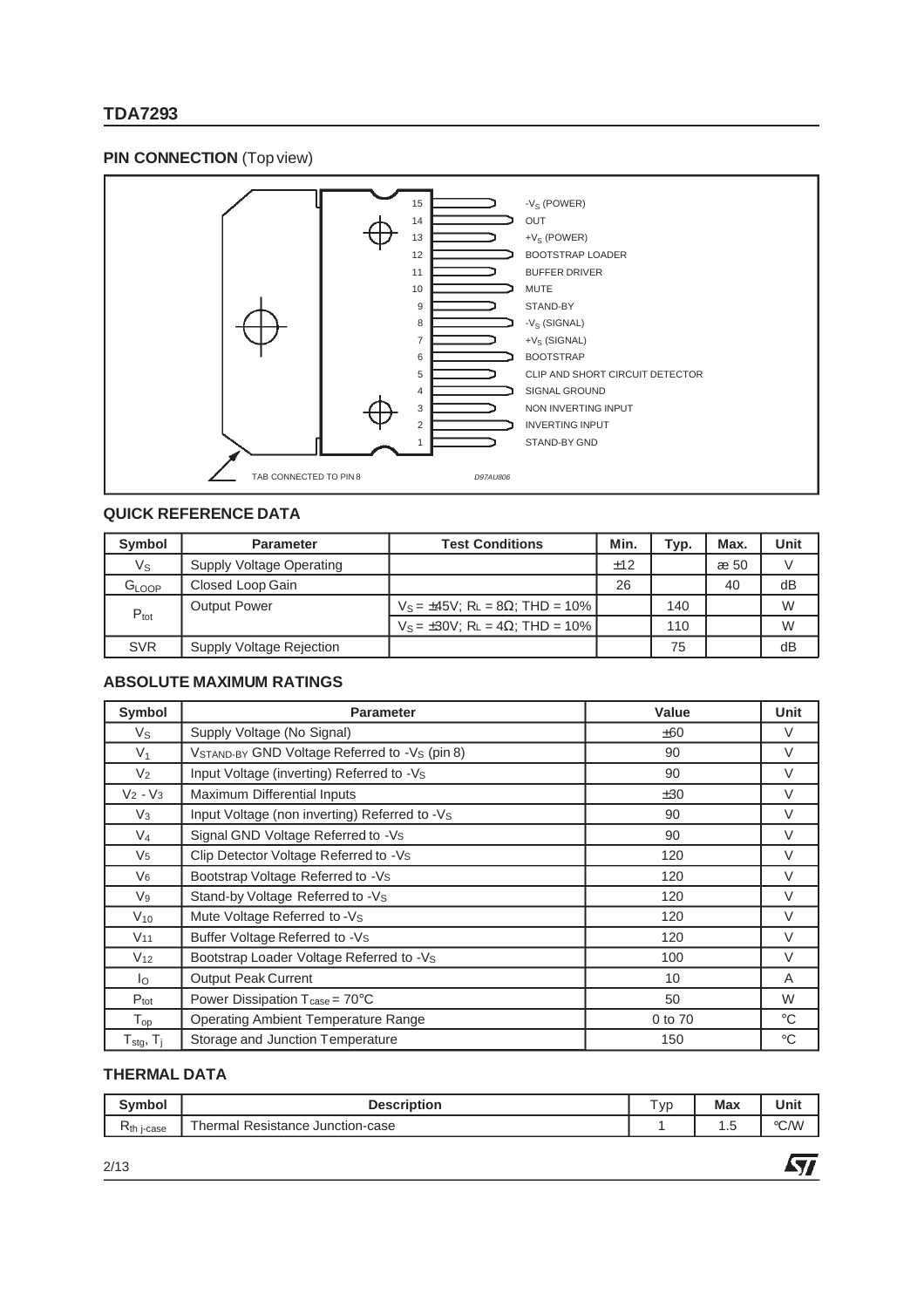## PIN CONNECTION (Top view)

| Pin | Function |
|---|---|
| 15 | $-V_S$ (POWER) |
| 14 | OUT |
| 13 | $+V_S$ (POWER) |
| 12 | BOOTSTRAP LOADER |
| 11 | BUFFER DRIVER |
| 10 | MUTE |
| 9 | STAND-BY |
| 8 | $-V_S$ (SIGNAL) |
| 7 | $+V_S$ (SIGNAL) |
| 6 | BOOTSTRAP |
| 5 | CLIP AND SHORT CIRCUIT DETECTOR |
| 4 | SIGNAL GROUND |
| 3 | NON INVERTING INPUT |
| 2 | INVERTING INPUT |
| 1 | STAND-BY GND |

TAB CONNECTED TO PIN 8

D97AU806

## QUICK REFERENCE DATA

| Symbol | Parameter | Test Conditions | Min. | Typ. | Max. | Unit |
|---|---|---|---|---|---|---|
| $V_S$ | Supply Voltage Operating | | ±12 | | æ 50 | V |
| $G_{LOOP}$ | Closed Loop Gain | | 26 | | 40 | dB |
| $P_{tot}$ | Output Power | $V_S = ±45V$; $R_L = 8\Omega$; THD = 10% | | 140 | | W |
| | | $V_S = ±30V$; $R_L = 4\Omega$; THD = 10% | | 110 | | W |
| SVR | Supply Voltage Rejection | | | 75 | | dB |

## ABSOLUTE MAXIMUM RATINGS

| Symbol | Parameter | Value | Unit |
|---|---|---|---|
| $V_S$ | Supply Voltage (No Signal) | ±60 | V |
| $V_1$ | $V_{STAND-BY}$ GND Voltage Referred to $-V_S$ (pin 8) | 90 | V |
| $V_2$ | Input Voltage (inverting) Referred to $-V_S$ | 90 | V |
| $V_2 - V_3$ | Maximum Differential Inputs | ±30 | V |
| $V_3$ | Input Voltage (non inverting) Referred to $-V_S$ | 90 | V |
| $V_4$ | Signal GND Voltage Referred to $-V_S$ | 90 | V |
| $V_5$ | Clip Detector Voltage Referred to $-V_S$ | 120 | V |
| $V_6$ | Bootstrap Voltage Referred to $-V_S$ | 120 | V |
| $V_9$ | Stand-by Voltage Referred to $-V_S$ | 120 | V |
| $V_{10}$ | Mute Voltage Referred to $-V_S$ | 120 | V |
| $V_{11}$ | Buffer Voltage Referred to $-V_S$ | 120 | V |
| $V_{12}$ | Bootstrap Loader Voltage Referred to $-V_S$ | 100 | V |
| $I_O$ | Output Peak Current | 10 | A |
| $P_{tot}$ | Power Dissipation $T_{case} = 70°C$ | 50 | W |
| $T_{op}$ | Operating Ambient Temperature Range | 0 to 70 | °C |
| $T_{stg}$, $T_j$ | Storage and Junction Temperature | 150 | °C |

## THERMAL DATA

| Symbol | Description | Typ | Max | Unit |
|---|---|---|---|---|
| $R_{th\ j\text{-}case}$ | Thermal Resistance Junction-case | 1 | 1.5 | °C/W |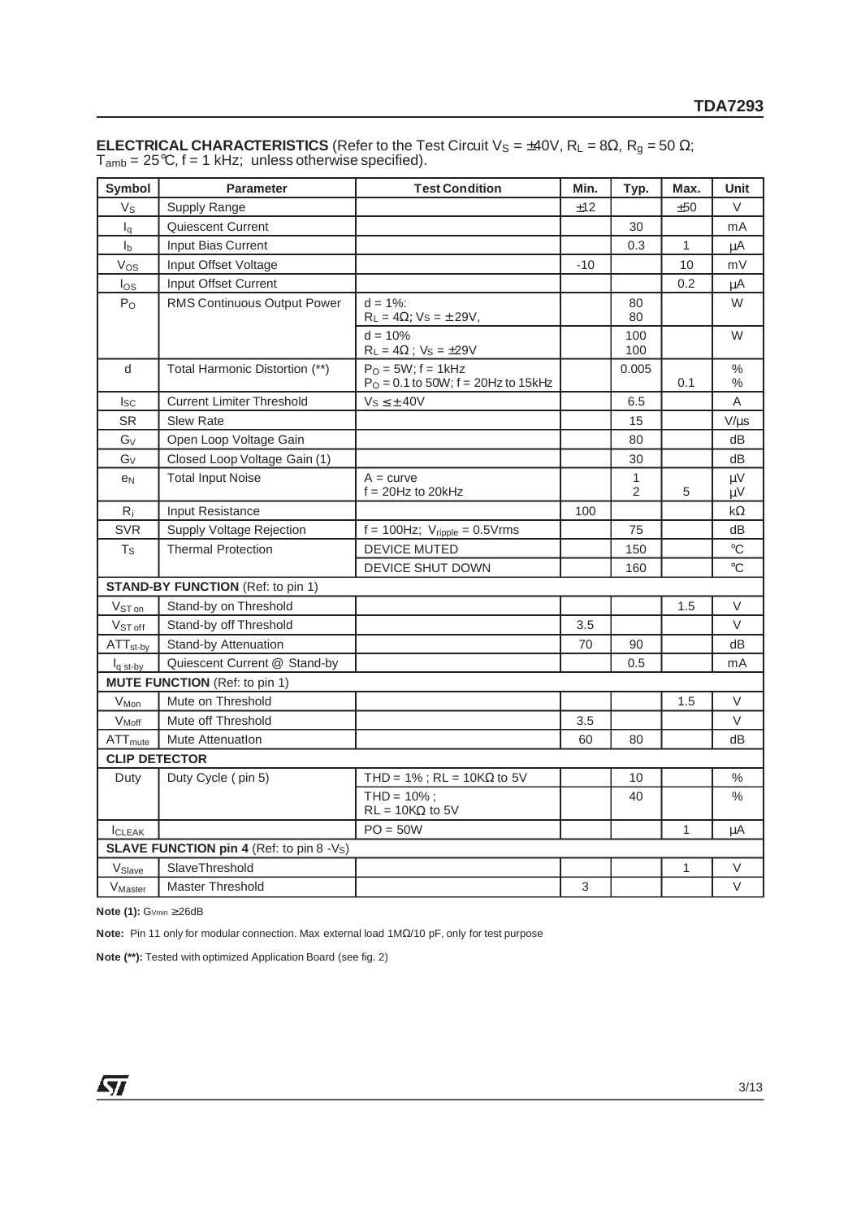**ELECTRICAL CHARACTERISTICS** (Refer to the Test Circuit $V_S$ = ±40V, $R_L$ = 8Ω, $R_g$ = 50 Ω; $T_{amb}$ = 25°C, f = 1 kHz; unless otherwise specified).

| Symbol | Parameter | Test Condition | Min. | Typ. | Max. | Unit |
|---|---|---|---|---|---|---|
| $V_S$ | Supply Range | | ±12 | | ±50 | V |
| $I_q$ | Quiescent Current | | | 30 | | mA |
| $I_b$ | Input Bias Current | | | 0.3 | 1 | µA |
| $V_{OS}$ | Input Offset Voltage | | -10 | | 10 | mV |
| $I_{OS}$ | Input Offset Current | | | | 0.2 | µA |
| $P_O$ | RMS Continuous Output Power | d = 1%: $R_L$ = 4Ω; $V_S$ = ± 29V, | | 80 80 | | W |
| | | d = 10% $R_L$ = 4Ω ; $V_S$ = ±29V | | 100 100 | | W |
| d | Total Harmonic Distortion (**) | $P_O$ = 5W; f = 1kHz $P_O$ = 0.1 to 50W; f = 20Hz to 15kHz | | 0.005 | 0.1 | % % |
| $I_{SC}$ | Current Limiter Threshold | $V_S$ ≤ ± 40V | | 6.5 | | A |
| SR | Slew Rate | | | 15 | | V/µs |
| $G_V$ | Open Loop Voltage Gain | | | 80 | | dB |
| $G_V$ | Closed Loop Voltage Gain (1) | | | 30 | | dB |
| $e_N$ | Total Input Noise | A = curve f = 20Hz to 20kHz | | 1 2 | 5 | µV µV |
| $R_i$ | Input Resistance | | 100 | | | kΩ |
| SVR | Supply Voltage Rejection | f = 100Hz; $V_{ripple}$ = 0.5Vrms | | 75 | | dB |
| $T_S$ | Thermal Protection | DEVICE MUTED | | 150 | | °C |
| | | DEVICE SHUT DOWN | | 160 | | °C |
| **STAND-BY FUNCTION** (Ref: to pin 1) | | | | | | |
| $V_{ST\,on}$ | Stand-by on Threshold | | | | 1.5 | V |
| $V_{ST\,off}$ | Stand-by off Threshold | | 3.5 | | | V |
| $ATT_{st-by}$ | Stand-by Attenuation | | 70 | 90 | | dB |
| $I_{q\,st-by}$ | Quiescent Current @ Stand-by | | | 0.5 | | mA |
| **MUTE FUNCTION** (Ref: to pin 1) | | | | | | |
| $V_{Mon}$ | Mute on Threshold | | | | 1.5 | V |
| $V_{Moff}$ | Mute off Threshold | | 3.5 | | | V |
| $ATT_{mute}$ | Mute Attenuation | | 60 | 80 | | dB |
| **CLIP DETECTOR** | | | | | | |
| Duty | Duty Cycle ( pin 5) | THD = 1% ; RL = 10KΩ to 5V | | 10 | | % |
| | | THD = 10% ; RL = 10KΩ to 5V | | 40 | | % |
| $I_{CLEAK}$ | | PO = 50W | | | 1 | µA |
| **SLAVE FUNCTION pin 4** (Ref: to pin 8 -$V_S$) | | | | | | |
| $V_{Slave}$ | SlaveThreshold | | | | 1 | V |
| $V_{Master}$ | Master Threshold | | 3 | | | V |

**Note (1):** $G_{Vmin}$ ≥ 26dB

**Note:** Pin 11 only for modular connection. Max external load 1MΩ/10 pF, only for test purpose

**Note (**):** Tested with optimized Application Board (see fig. 2)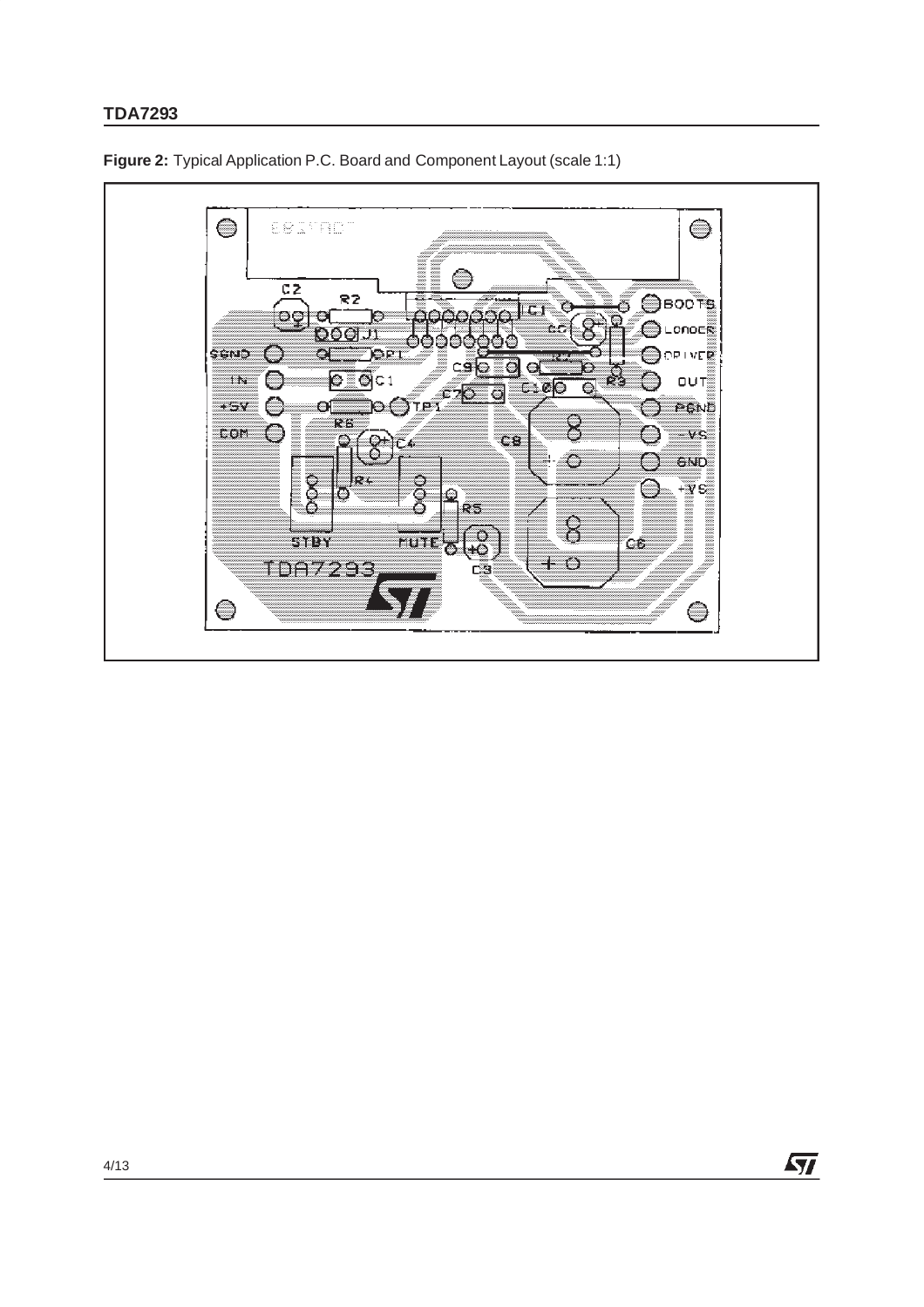**Figure 2:** Typical Application P.C. Board and Component Layout (scale 1:1)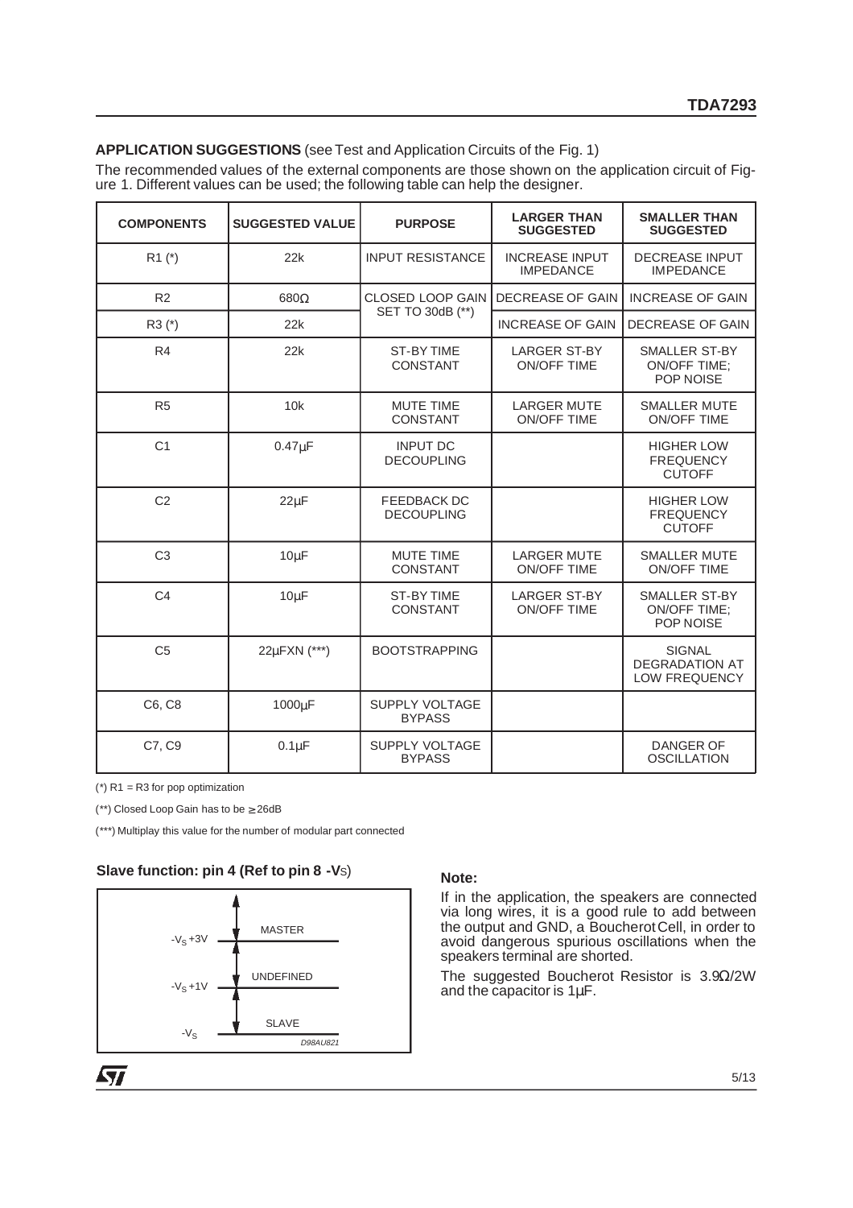**APPLICATION SUGGESTIONS** (see Test and Application Circuits of the Fig. 1)

The recommended values of the external components are those shown on the application circuit of Figure 1. Different values can be used; the following table can help the designer.

| COMPONENTS | SUGGESTED VALUE | PURPOSE | LARGER THAN SUGGESTED | SMALLER THAN SUGGESTED |
|---|---|---|---|---|
| R1 (*) | 22k | INPUT RESISTANCE | INCREASE INPUT IMPEDANCE | DECREASE INPUT IMPEDANCE |
| R2 | 680Ω | CLOSED LOOP GAIN SET TO 30dB (**) | DECREASE OF GAIN | INCREASE OF GAIN |
| R3 (*) | 22k | | INCREASE OF GAIN | DECREASE OF GAIN |
| R4 | 22k | ST-BY TIME CONSTANT | LARGER ST-BY ON/OFF TIME | SMALLER ST-BY ON/OFF TIME; POP NOISE |
| R5 | 10k | MUTE TIME CONSTANT | LARGER MUTE ON/OFF TIME | SMALLER MUTE ON/OFF TIME |
| C1 | 0.47μF | INPUT DC DECOUPLING | | HIGHER LOW FREQUENCY CUTOFF |
| C2 | 22μF | FEEDBACK DC DECOUPLING | | HIGHER LOW FREQUENCY CUTOFF |
| C3 | 10μF | MUTE TIME CONSTANT | LARGER MUTE ON/OFF TIME | SMALLER MUTE ON/OFF TIME |
| C4 | 10μF | ST-BY TIME CONSTANT | LARGER ST-BY ON/OFF TIME | SMALLER ST-BY ON/OFF TIME; POP NOISE |
| C5 | 22μFXN (***) | BOOTSTRAPPING | | SIGNAL DEGRADATION AT LOW FREQUENCY |
| C6, C8 | 1000μF | SUPPLY VOLTAGE BYPASS | | |
| C7, C9 | 0.1μF | SUPPLY VOLTAGE BYPASS | | DANGER OF OSCILLATION |

(*) R1 = R3 for pop optimization

(**) Closed Loop Gain has to be ≥ 26dB

(***) Multiplay this value for the number of modular part connected

**Slave function: pin 4 (Ref to pin 8 -$V_S$)**

| Pin 4 voltage | Function |
|---|---|
| above $-V_S+3V$ | MASTER |
| $-V_S+1V$ to $-V_S+3V$ | UNDEFINED |
| $-V_S$ to $-V_S+1V$ | SLAVE |

D98AU821

**Note:**

If in the application, the speakers are connected via long wires, it is a good rule to add between the output and GND, a Boucherot Cell, in order to avoid dangerous spurious oscillations when the speakers terminal are shorted.

The suggested Boucherot Resistor is 3.9Ω/2W and the capacitor is 1μF.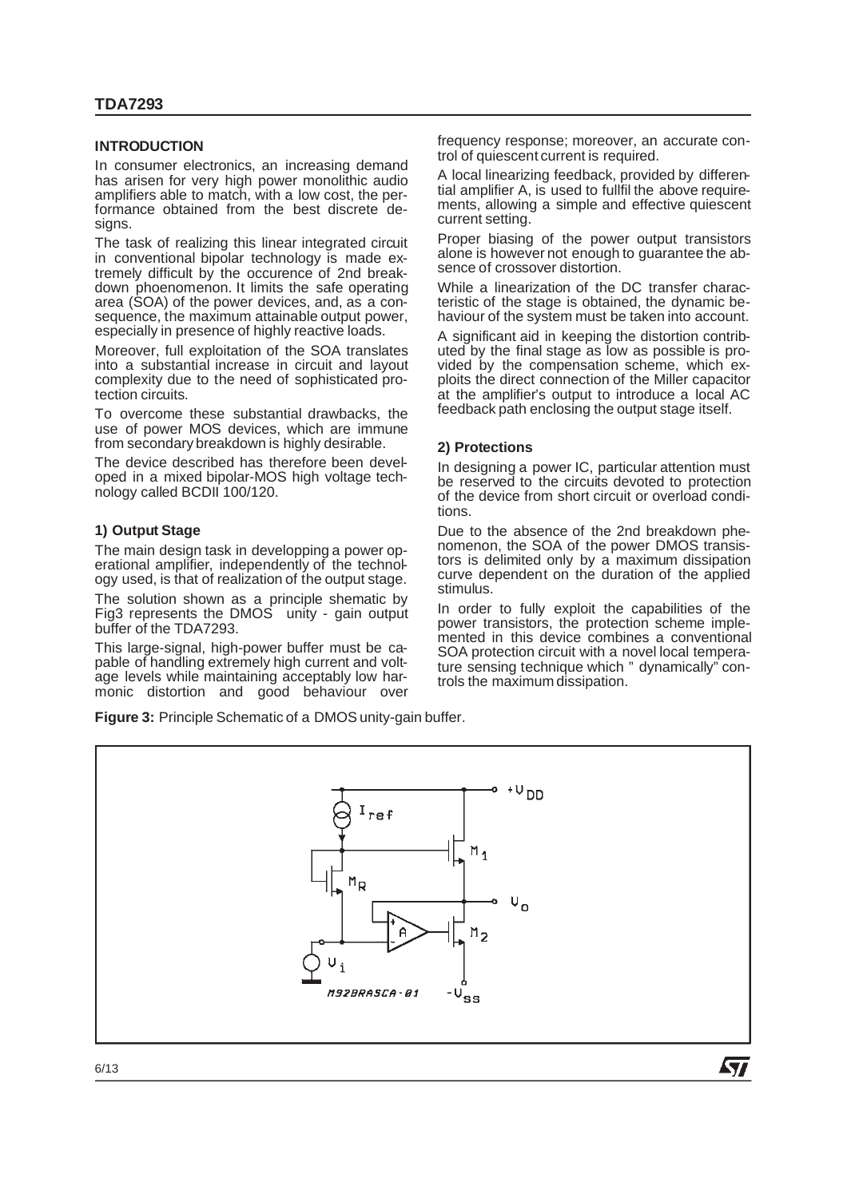## INTRODUCTION

In consumer electronics, an increasing demand has arisen for very high power monolithic audio amplifiers able to match, with a low cost, the performance obtained from the best discrete designs.

The task of realizing this linear integrated circuit in conventional bipolar technology is made extremely difficult by the occurence of 2nd breakdown phoenomenon. It limits the safe operating area (SOA) of the power devices, and, as a consequence, the maximum attainable output power, especially in presence of highly reactive loads.

Moreover, full exploitation of the SOA translates into a substantial increase in circuit and layout complexity due to the need of sophisticated protection circuits.

To overcome these substantial drawbacks, the use of power MOS devices, which are immune from secondary breakdown is highly desirable.

The device described has therefore been developed in a mixed bipolar-MOS high voltage technology called BCDII 100/120.

### 1) Output Stage

The main design task in developping a power operational amplifier, independently of the technology used, is that of realization of the output stage.

The solution shown as a principle shematic by Fig3 represents the DMOS unity - gain output buffer of the TDA7293.

This large-signal, high-power buffer must be capable of handling extremely high current and voltage levels while maintaining acceptably low harmonic distortion and good behaviour over frequency response; moreover, an accurate control of quiescent current is required.

A local linearizing feedback, provided by differential amplifier A, is used to fullfil the above requirements, allowing a simple and effective quiescent current setting.

Proper biasing of the power output transistors alone is however not enough to guarantee the absence of crossover distortion.

While a linearization of the DC transfer characteristic of the stage is obtained, the dynamic behaviour of the system must be taken into account.

A significant aid in keeping the distortion contributed by the final stage as low as possible is provided by the compensation scheme, which exploits the direct connection of the Miller capacitor at the amplifier's output to introduce a local AC feedback path enclosing the output stage itself.

### 2) Protections

In designing a power IC, particular attention must be reserved to the circuits devoted to protection of the device from short circuit or overload conditions.

Due to the absence of the 2nd breakdown phenomenon, the SOA of the power DMOS transistors is delimited only by a maximum dissipation curve dependent on the duration of the applied stimulus.

In order to fully exploit the capabilities of the power transistors, the protection scheme implemented in this device combines a conventional SOA protection circuit with a novel local temperature sensing technique which " dynamically" controls the maximum dissipation.

**Figure 3:** Principle Schematic of a DMOS unity-gain buffer.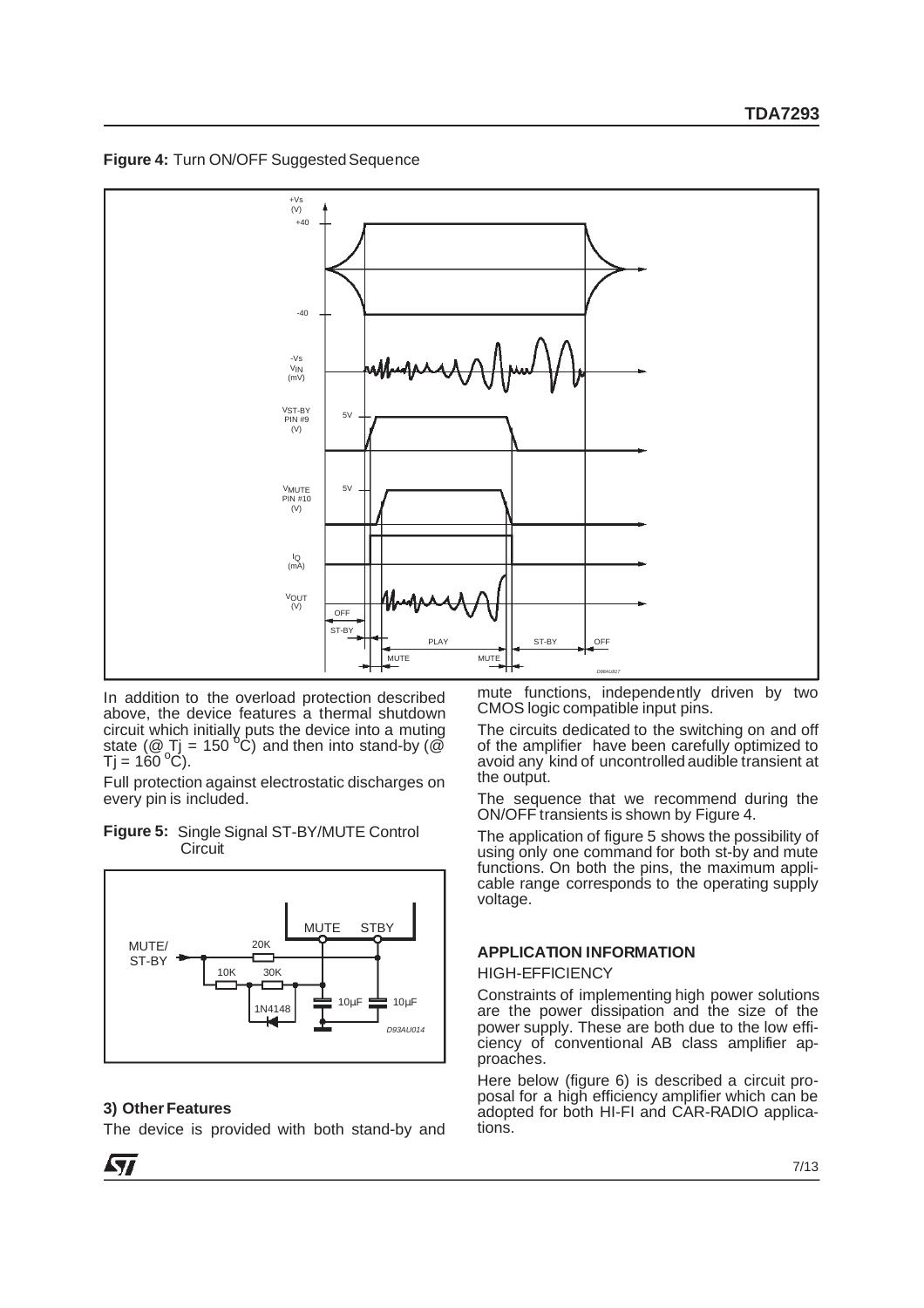**Figure 4:** Turn ON/OFF Suggested Sequence

In addition to the overload protection described above, the device features a thermal shutdown circuit which initially puts the device into a muting state (@ $T_j$ = 150 °C) and then into stand-by (@ $T_j$ = 160 °C).

Full protection against electrostatic discharges on every pin is included.

**Figure 5:** Single Signal ST-BY/MUTE Control Circuit

### 3) Other Features

The device is provided with both stand-by and mute functions, independently driven by two CMOS logic compatible input pins.

The circuits dedicated to the switching on and off of the amplifier have been carefully optimized to avoid any kind of uncontrolled audible transient at the output.

The sequence that we recommend during the ON/OFF transients is shown by Figure 4.

The application of figure 5 shows the possibility of using only one command for both st-by and mute functions. On both the pins, the maximum applicable range corresponds to the operating supply voltage.

## APPLICATION INFORMATION

HIGH-EFFICIENCY

Constraints of implementing high power solutions are the power dissipation and the size of the power supply. These are both due to the low efficiency of conventional AB class amplifier approaches.

Here below (figure 6) is described a circuit proposal for a high efficiency amplifier which can be adopted for both HI-FI and CAR-RADIO applications.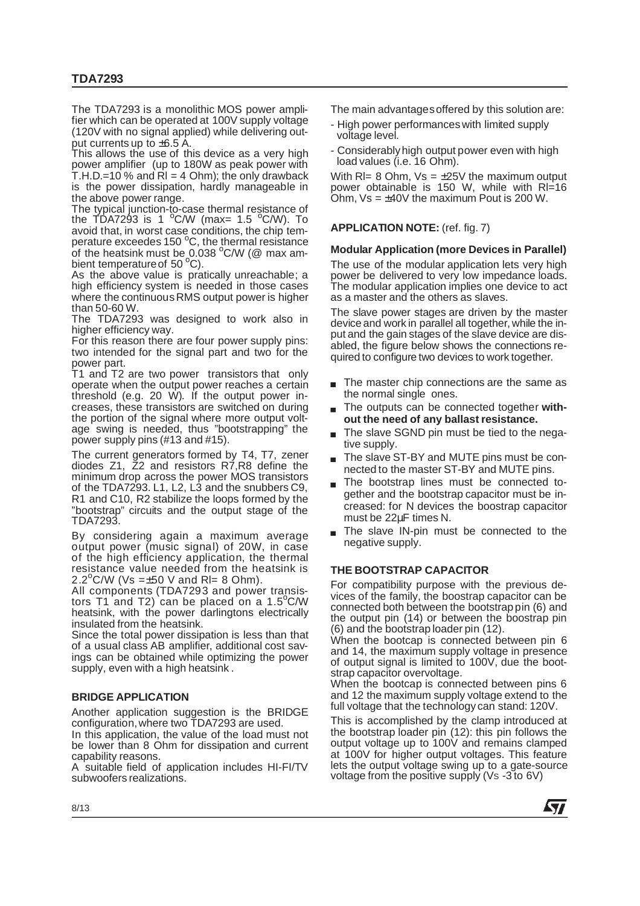The TDA7293 is a monolithic MOS power amplifier which can be operated at 100V supply voltage (120V with no signal applied) while delivering output currents up to ±6.5 A.

This allows the use of this device as a very high power amplifier (up to 180W as peak power with T.H.D.=10 % and Rl = 4 Ohm); the only drawback is the power dissipation, hardly manageable in the above power range.

The typical junction-to-case thermal resistance of the TDA7293 is 1 °C/W (max= 1.5 °C/W). To avoid that, in worst case conditions, the chip temperature exceedes 150 °C, the thermal resistance of the heatsink must be 0.038 °C/W (@ max ambient temperature of 50 °C).

As the above value is pratically unreachable; a high efficiency system is needed in those cases where the continuous RMS output power is higher than 50-60 W.

The TDA7293 was designed to work also in higher efficiency way.

For this reason there are four power supply pins: two intended for the signal part and two for the power part.

T1 and T2 are two power transistors that only operate when the output power reaches a certain threshold (e.g. 20 W). If the output power increases, these transistors are switched on during the portion of the signal where more output voltage swing is needed, thus "bootstrapping" the power supply pins (#13 and #15).

The current generators formed by T4, T7, zener diodes Z1, Z2 and resistors R7,R8 define the minimum drop across the power MOS transistors of the TDA7293. L1, L2, L3 and the snubbers C9, R1 and C10, R2 stabilize the loops formed by the "bootstrap" circuits and the output stage of the TDA7293.

By considering again a maximum average output power (music signal) of 20W, in case of the high efficiency application, the thermal resistance value needed from the heatsink is 2.2°C/W (Vs =±50 V and Rl= 8 Ohm).

All components (TDA7293 and power transistors T1 and T2) can be placed on a 1.5°C/W heatsink, with the power darlingtons electrically insulated from the heatsink.

Since the total power dissipation is less than that of a usual class AB amplifier, additional cost savings can be obtained while optimizing the power supply, even with a high heatsink .

### BRIDGE APPLICATION

Another application suggestion is the BRIDGE configuration, where two TDA7293 are used.

In this application, the value of the load must not be lower than 8 Ohm for dissipation and current capability reasons.

A suitable field of application includes HI-FI/TV subwoofers realizations.

The main advantages offered by this solution are:

- High power performances with limited supply voltage level.
- Considerably high output power even with high load values (i.e. 16 Ohm).

With Rl= 8 Ohm, Vs = ±25V the maximum output power obtainable is 150 W, while with Rl=16 Ohm, Vs = ±40V the maximum Pout is 200 W.

### APPLICATION NOTE: (ref. fig. 7)

#### Modular Application (more Devices in Parallel)

The use of the modular application lets very high power be delivered to very low impedance loads. The modular application implies one device to act as a master and the others as slaves.

The slave power stages are driven by the master device and work in parallel all together, while the input and the gain stages of the slave device are disabled, the figure below shows the connections required to configure two devices to work together.

- The master chip connections are the same as the normal single ones.
- The outputs can be connected together **without the need of any ballast resistance.**
- The slave SGND pin must be tied to the negative supply.
- The slave ST-BY and MUTE pins must be connected to the master ST-BY and MUTE pins.
- The bootstrap lines must be connected together and the bootstrap capacitor must be increased: for N devices the boostrap capacitor must be 22µF times N.
- The slave IN-pin must be connected to the negative supply.

### THE BOOTSTRAP CAPACITOR

For compatibility purpose with the previous devices of the family, the boostrap capacitor can be connected both between the bootstrap pin (6) and the output pin (14) or between the boostrap pin (6) and the bootstrap loader pin (12).

When the bootcap is connected between pin 6 and 14, the maximum supply voltage in presence of output signal is limited to 100V, due the bootstrap capacitor overvoltage.

When the bootcap is connected between pins 6 and 12 the maximum supply voltage extend to the full voltage that the technology can stand: 120V.

This is accomplished by the clamp introduced at the bootstrap loader pin (12): this pin follows the output voltage up to 100V and remains clamped at 100V for higher output voltages. This feature lets the output voltage swing up to a gate-source voltage from the positive supply ($V_S$ -3 to 6V)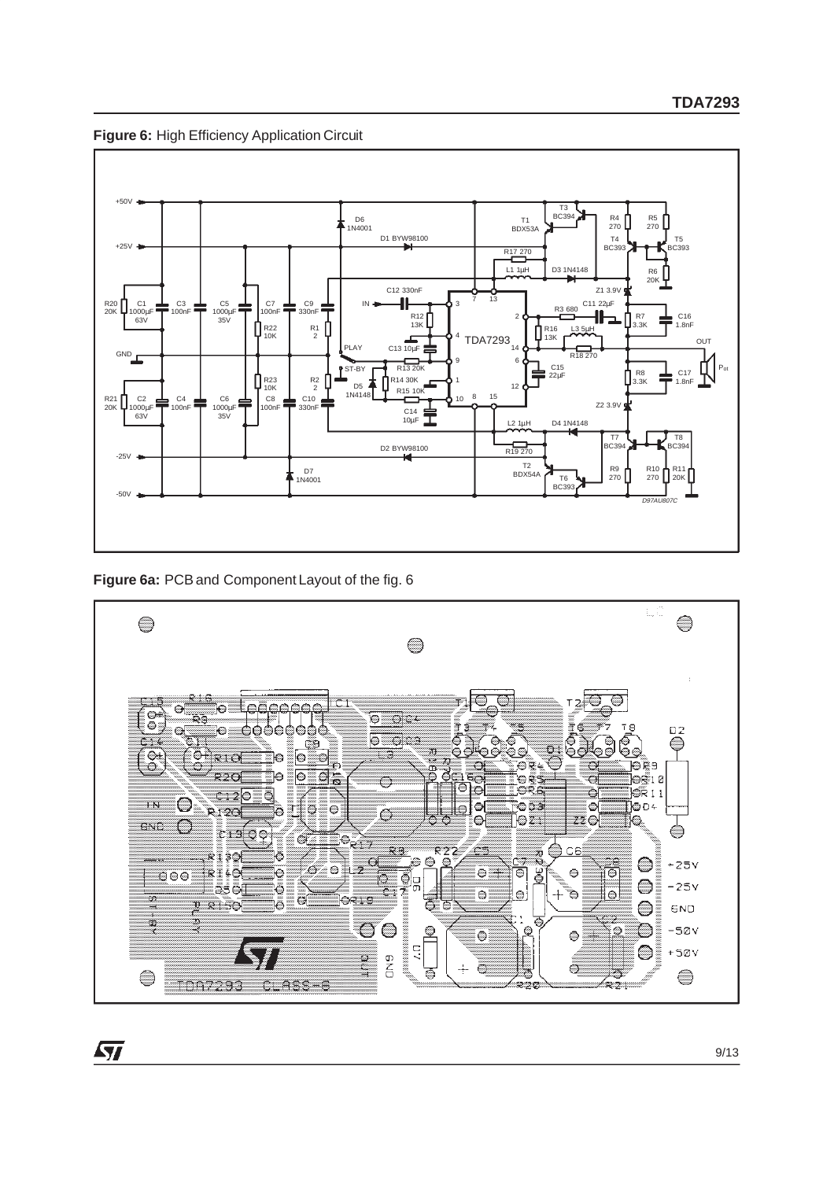**Figure 6:** High Efficiency Application Circuit

**Figure 6a:** PCB and Component Layout of the fig. 6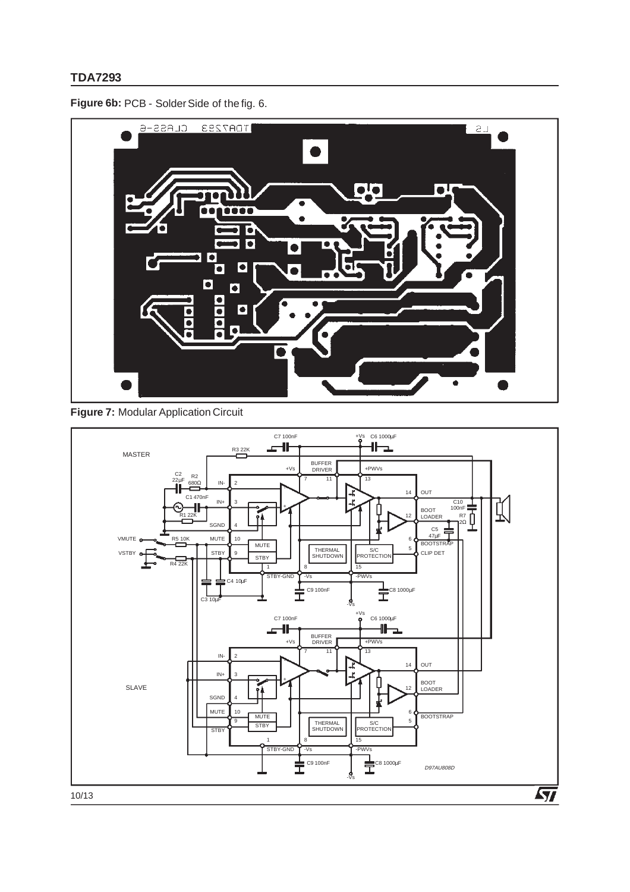**Figure 6b:** PCB - Solder Side of the fig. 6.

**Figure 7:** Modular Application Circuit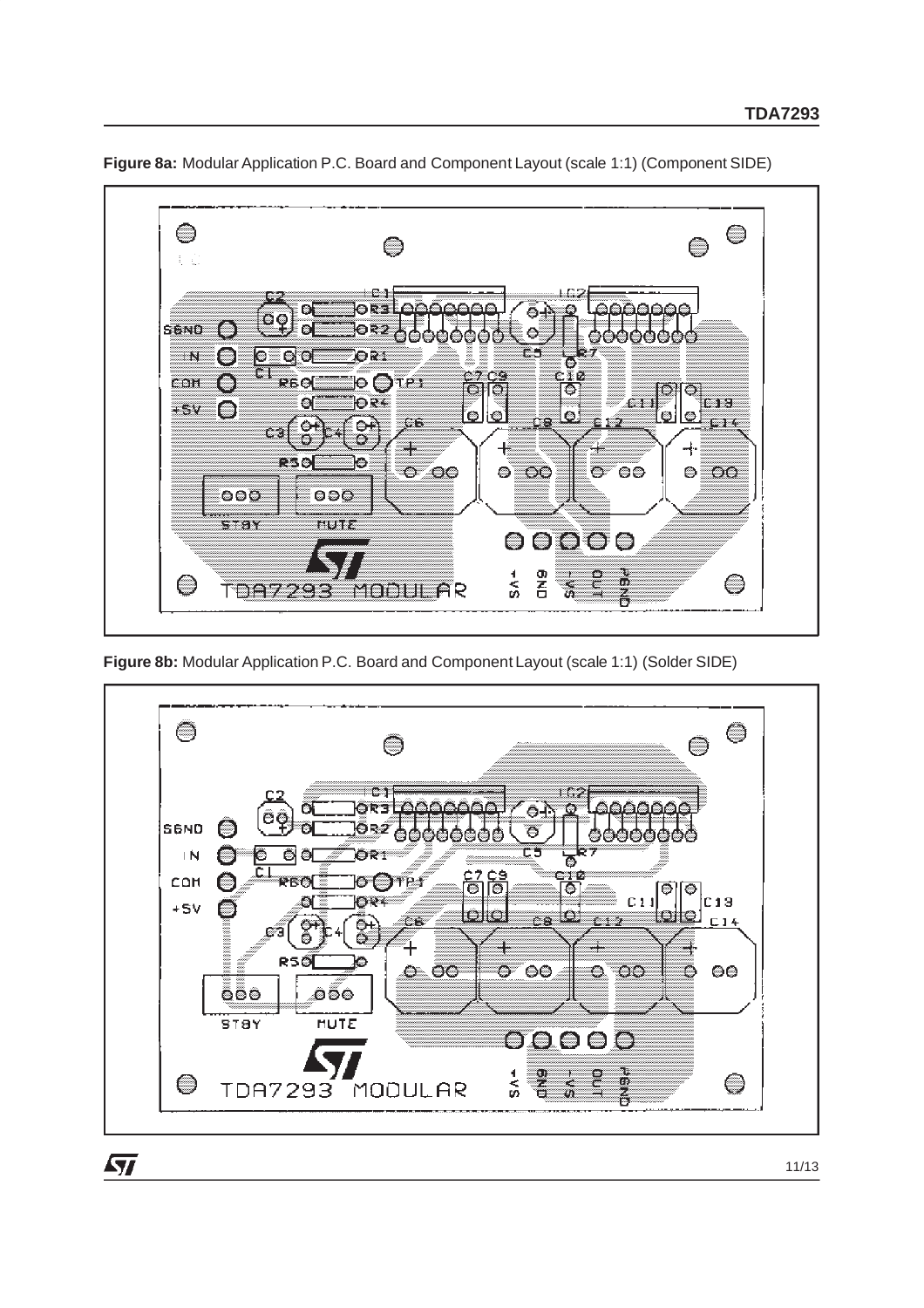**Figure 8a:** Modular Application P.C. Board and Component Layout (scale 1:1) (Component SIDE)

**Figure 8b:** Modular Application P.C. Board and Component Layout (scale 1:1) (Solder SIDE)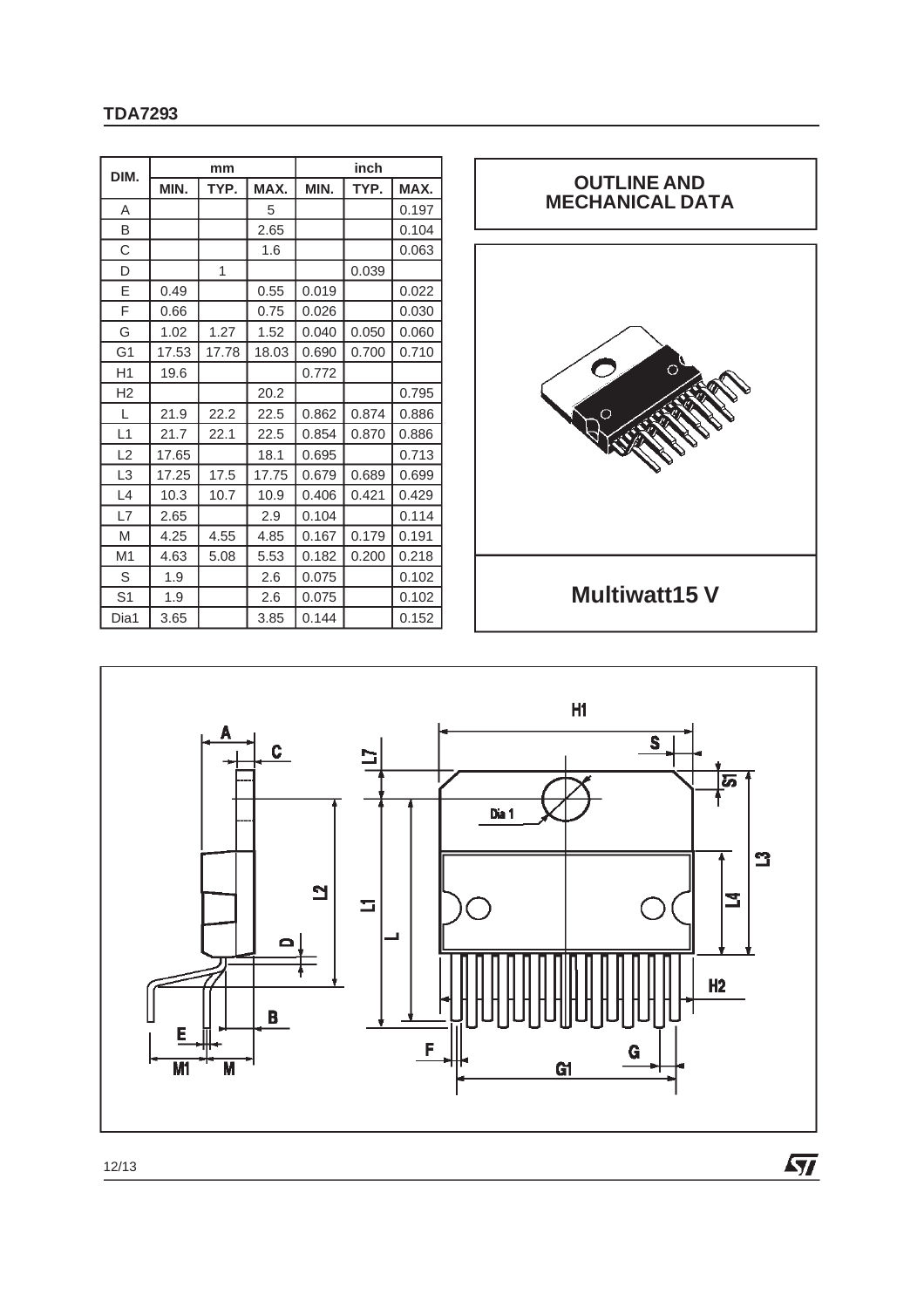| DIM. | mm | | | inch | | |
|---|---|---|---|---|---|---|
| | MIN. | TYP. | MAX. | MIN. | TYP. | MAX. |
| A | | | 5 | | | 0.197 |
| B | | | 2.65 | | | 0.104 |
| C | | | 1.6 | | | 0.063 |
| D | | 1 | | | 0.039 | |
| E | 0.49 | | 0.55 | 0.019 | | 0.022 |
| F | 0.66 | | 0.75 | 0.026 | | 0.030 |
| G | 1.02 | 1.27 | 1.52 | 0.040 | 0.050 | 0.060 |
| G1 | 17.53 | 17.78 | 18.03 | 0.690 | 0.700 | 0.710 |
| H1 | 19.6 | | | 0.772 | | |
| H2 | | | 20.2 | | | 0.795 |
| L | 21.9 | 22.2 | 22.5 | 0.862 | 0.874 | 0.886 |
| L1 | 21.7 | 22.1 | 22.5 | 0.854 | 0.870 | 0.886 |
| L2 | 17.65 | | 18.1 | 0.695 | | 0.713 |
| L3 | 17.25 | 17.5 | 17.75 | 0.679 | 0.689 | 0.699 |
| L4 | 10.3 | 10.7 | 10.9 | 0.406 | 0.421 | 0.429 |
| L7 | 2.65 | | 2.9 | 0.104 | | 0.114 |
| M | 4.25 | 4.55 | 4.85 | 0.167 | 0.179 | 0.191 |
| M1 | 4.63 | 5.08 | 5.53 | 0.182 | 0.200 | 0.218 |
| S | 1.9 | | 2.6 | 0.075 | | 0.102 |
| S1 | 1.9 | | 2.6 | 0.075 | | 0.102 |
| Dia1 | 3.65 | | 3.85 | 0.144 | | 0.152 |

## OUTLINE AND MECHANICAL DATA

**Multiwatt15 V**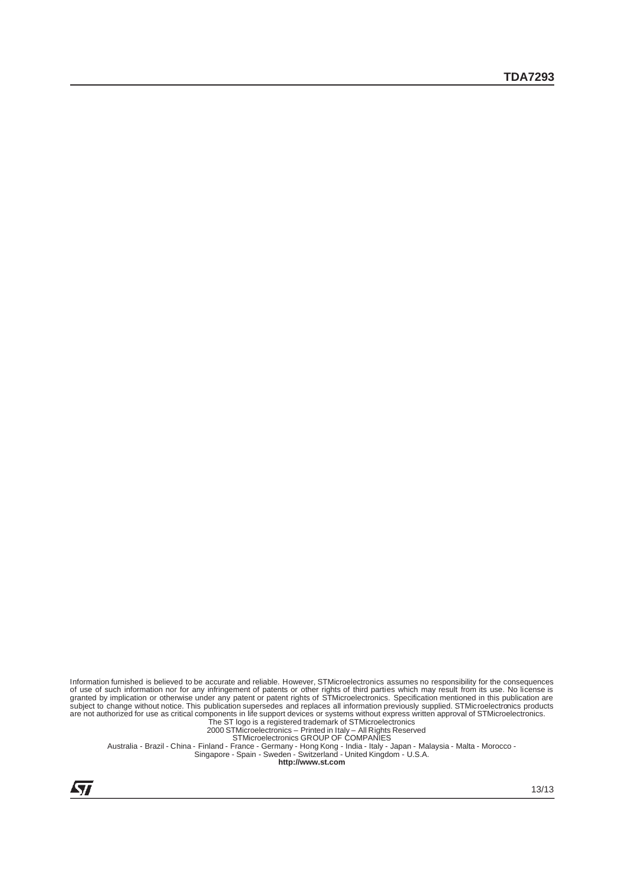Information furnished is believed to be accurate and reliable. However, STMicroelectronics assumes no responsibility for the consequences of use of such information nor for any infringement of patents or other rights of third parties which may result from its use. No license is granted by implication or otherwise under any patent or patent rights of STMicroelectronics. Specification mentioned in this publication are subject to change without notice. This publication supersedes and replaces all information previously supplied. STMicroelectronics products are not authorized for use as critical components in life support devices or systems without express written approval of STMicroelectronics.

The ST logo is a registered trademark of STMicroelectronics

2000 STMicroelectronics – Printed in Italy – All Rights Reserved

STMicroelectronics GROUP OF COMPANIES

Australia - Brazil - China - Finland - France - Germany - Hong Kong - India - Italy - Japan - Malaysia - Malta - Morocco - Singapore - Spain - Sweden - Switzerland - United Kingdom - U.S.A.

**http://www.st.com**